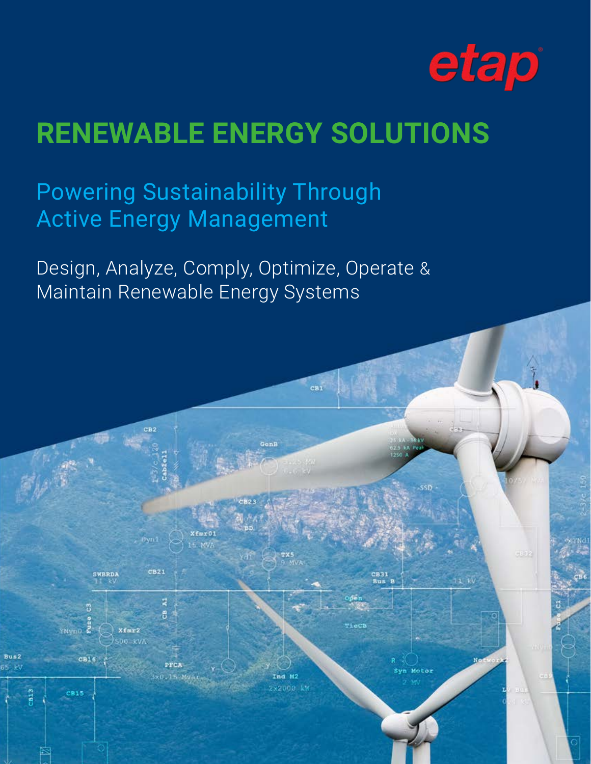etap

# RENEWABLE ENERGY SOLUTIONS

## Powering Sustainability Through Active Energy Management

Design, Analyze, Comply, Optimize, Operate & Maintain Renewable Energy Systems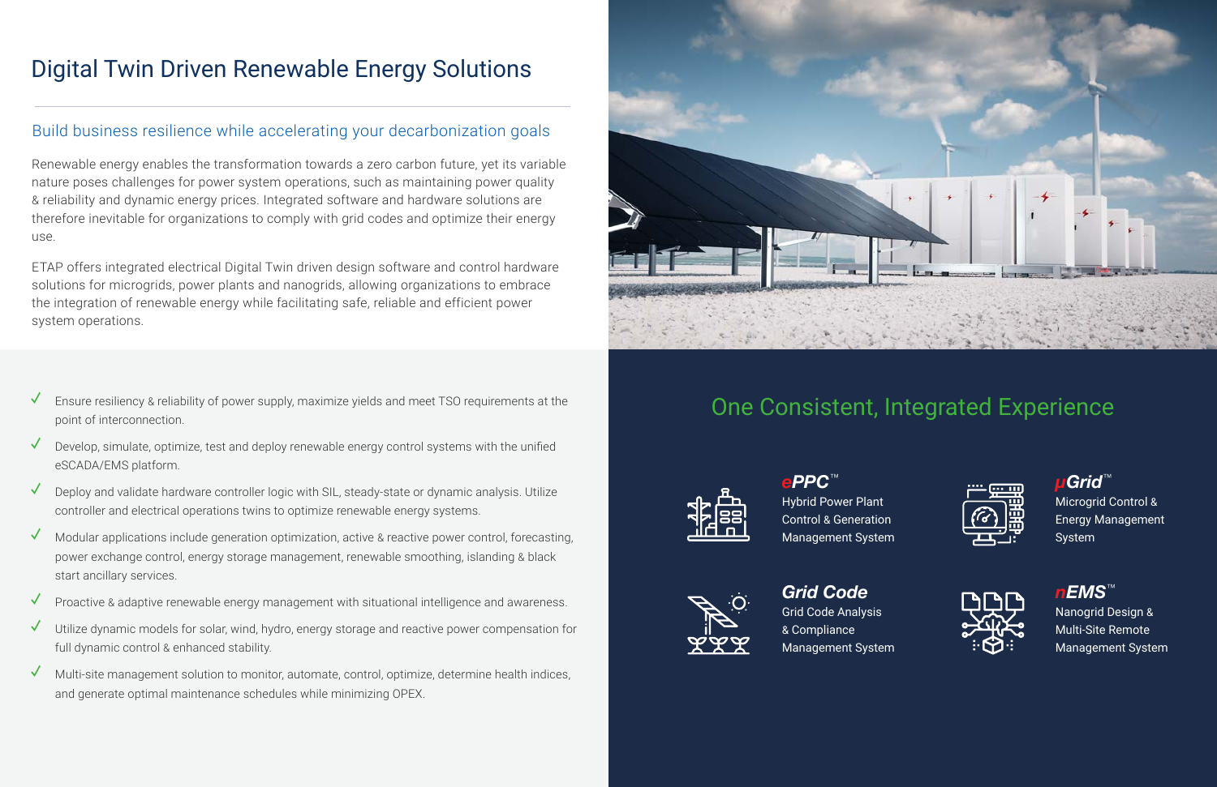# Digital Twin Driven Renewable Energy Solutions

## Build business resilience while accelerating your decarbonization goals

Renewable energy enables the transformation towards a zero carbon future, yet its variable nature poses challenges for power system operations, such as maintaining power quality & reliability and dynamic energy prices. Integrated software and hardware solutions are therefore inevitable for organizations to comply with grid codes and optimize their energy use.

ETAP offers integrated electrical Digital Twin driven design software and control hardware solutions for microgrids, power plants and nanogrids, allowing organizations to embrace the integration of renewable energy while facilitating safe, reliable and efficient power system operations.

- ✓ Ensure resiliency & reliability of power supply, maximize yields and meet TSO requirements at the point of interconnection.
- ✓ Develop, simulate, optimize, test and deploy renewable energy control systems with the unified eSCADA/EMS platform.
- ✓ Deploy and validate hardware controller logic with SIL, steady-state or dynamic analysis. Utilize controller and electrical operations twins to optimize renewable energy systems.
- ✓ Modular applications include generation optimization, active & reactive power control, forecasting, power exchange control, energy storage management, renewable smoothing, islanding & black start ancillary services.
- ✓ Proactive & adaptive renewable energy management with situational intelligence and awareness.
- ✓ Utilize dynamic models for solar, wind, hydro, energy storage and reactive power compensation for full dynamic control & enhanced stability.
- ✓ Multi-site management solution to monitor, automate, control, optimize, determine health indices, and generate optimal maintenance schedules while minimizing OPEX.

## One Consistent, Integrated Experience

### ePPC™
Hybrid Power Plant Control & Generation Management System

### µGrid™
Microgrid Control & Energy Management System

### Grid Code
Grid Code Analysis & Compliance Management System

### nEMS™
Nanogrid Design & Multi-Site Remote Management System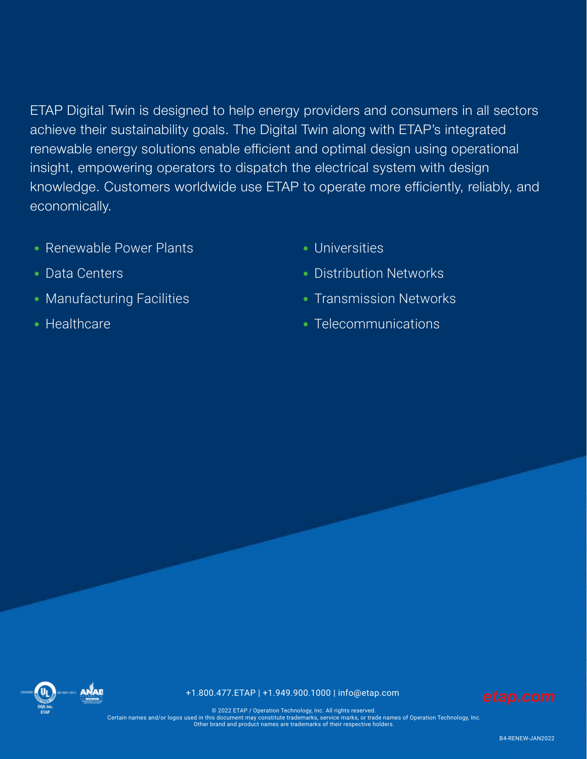ETAP Digital Twin is designed to help energy providers and consumers in all sectors achieve their sustainability goals. The Digital Twin along with ETAP's integrated renewable energy solutions enable efficient and optimal design using operational insight, empowering operators to dispatch the electrical system with design knowledge. Customers worldwide use ETAP to operate more efficiently, reliably, and economically.

- Renewable Power Plants
- Data Centers
- Manufacturing Facilities
- Healthcare
- Universities
- Distribution Networks
- Transmission Networks
- Telecommunications

+1.800.477.ETAP | +1.949.900.1000 | info@etap.com

etap.com

© 2022 ETAP / Operation Technology, Inc. All rights reserved.
Certain names and/or logos used in this document may constitute trademarks, service marks, or trade names of Operation Technology, Inc.
Other brand and product names are trademarks of their respective holders.

B4-RENEW-JAN2022